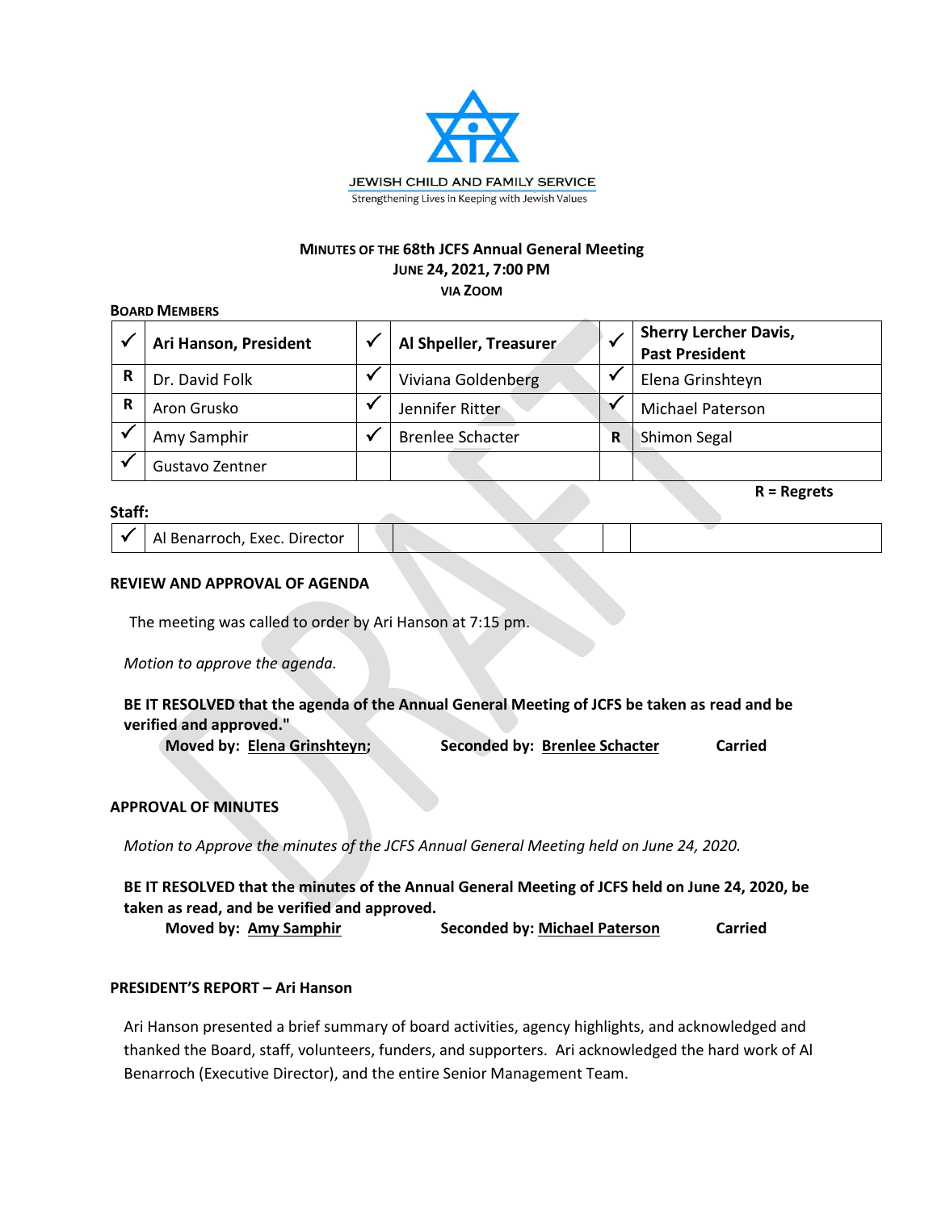JEWISH CHILD AND FAMILY SERVICE

Strengthening Lives in Keeping with Jewish Values

# MINUTES OF THE 68th JCFS Annual General Meeting
## JUNE 24, 2021, 7:00 PM
### VIA ZOOM

**BOARD MEMBERS**

| | | | | | |
|---|---|---|---|---|---|
| ✓ | **Ari Hanson, President** | ✓ | **Al Shpeller, Treasurer** | ✓ | **Sherry Lercher Davis, Past President** |
| R | Dr. David Folk | ✓ | Viviana Goldenberg | ✓ | Elena Grinshteyn |
| R | Aron Grusko | ✓ | Jennifer Ritter | ✓ | Michael Paterson |
| ✓ | Amy Samphir | ✓ | Brenlee Schacter | R | Shimon Segal |
| ✓ | Gustavo Zentner | | | | |

**R = Regrets**

**Staff:**

| | | | | | |
|---|---|---|---|---|---|
| ✓ | Al Benarroch, Exec. Director | | | | |

**REVIEW AND APPROVAL OF AGENDA**

The meeting was called to order by Ari Hanson at 7:15 pm.

*Motion to approve the agenda.*

**BE IT RESOLVED that the agenda of the Annual General Meeting of JCFS be taken as read and be verified and approved."**

**Moved by: Elena Grinshteyn; Seconded by: Brenlee Schacter Carried**

**APPROVAL OF MINUTES**

*Motion to Approve the minutes of the JCFS Annual General Meeting held on June 24, 2020.*

**BE IT RESOLVED that the minutes of the Annual General Meeting of JCFS held on June 24, 2020, be taken as read, and be verified and approved.**

**Moved by: Amy Samphir Seconded by: Michael Paterson Carried**

**PRESIDENT'S REPORT – Ari Hanson**

Ari Hanson presented a brief summary of board activities, agency highlights, and acknowledged and thanked the Board, staff, volunteers, funders, and supporters. Ari acknowledged the hard work of Al Benarroch (Executive Director), and the entire Senior Management Team.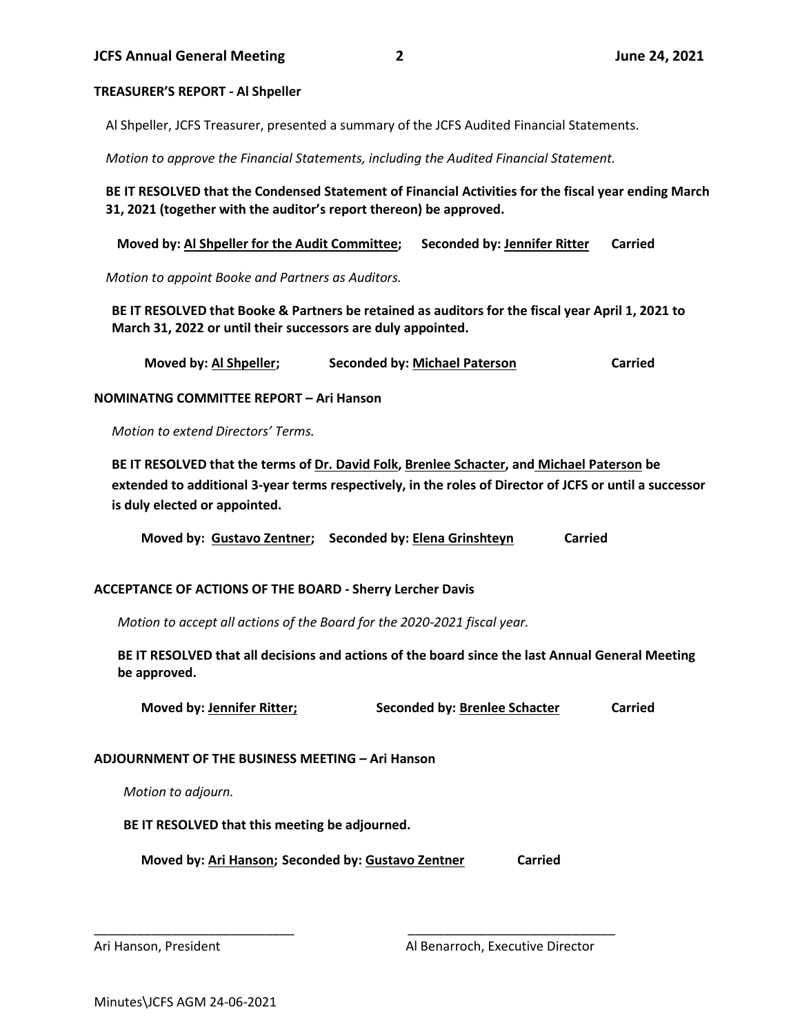**TREASURER'S REPORT - Al Shpeller**

Al Shpeller, JCFS Treasurer, presented a summary of the JCFS Audited Financial Statements.

*Motion to approve the Financial Statements, including the Audited Financial Statement.*

**BE IT RESOLVED that the Condensed Statement of Financial Activities for the fiscal year ending March 31, 2021 (together with the auditor's report thereon) be approved.**

**Moved by: Al Shpeller for the Audit Committee; Seconded by: Jennifer Ritter Carried**

*Motion to appoint Booke and Partners as Auditors.*

**BE IT RESOLVED that Booke & Partners be retained as auditors for the fiscal year April 1, 2021 to March 31, 2022 or until their successors are duly appointed.**

**Moved by: Al Shpeller; Seconded by: Michael Paterson Carried**

**NOMINATNG COMMITTEE REPORT – Ari Hanson**

*Motion to extend Directors' Terms.*

**BE IT RESOLVED that the terms of Dr. David Folk, Brenlee Schacter, and Michael Paterson be extended to additional 3-year terms respectively, in the roles of Director of JCFS or until a successor is duly elected or appointed.**

**Moved by: Gustavo Zentner; Seconded by: Elena Grinshteyn Carried**

**ACCEPTANCE OF ACTIONS OF THE BOARD - Sherry Lercher Davis**

*Motion to accept all actions of the Board for the 2020-2021 fiscal year.*

**BE IT RESOLVED that all decisions and actions of the board since the last Annual General Meeting be approved.**

**Moved by: Jennifer Ritter; Seconded by: Brenlee Schacter Carried**

**ADJOURNMENT OF THE BUSINESS MEETING – Ari Hanson**

*Motion to adjourn.*

**BE IT RESOLVED that this meeting be adjourned.**

**Moved by: Ari Hanson; Seconded by: Gustavo Zentner Carried**

\_\_\_\_\_\_\_\_\_\_\_\_\_\_\_\_\_\_\_\_\_\_\_\_\_\_\_\_ \_\_\_\_\_\_\_\_\_\_\_\_\_\_\_\_\_\_\_\_\_\_\_\_\_\_\_\_

Ari Hanson, President Al Benarroch, Executive Director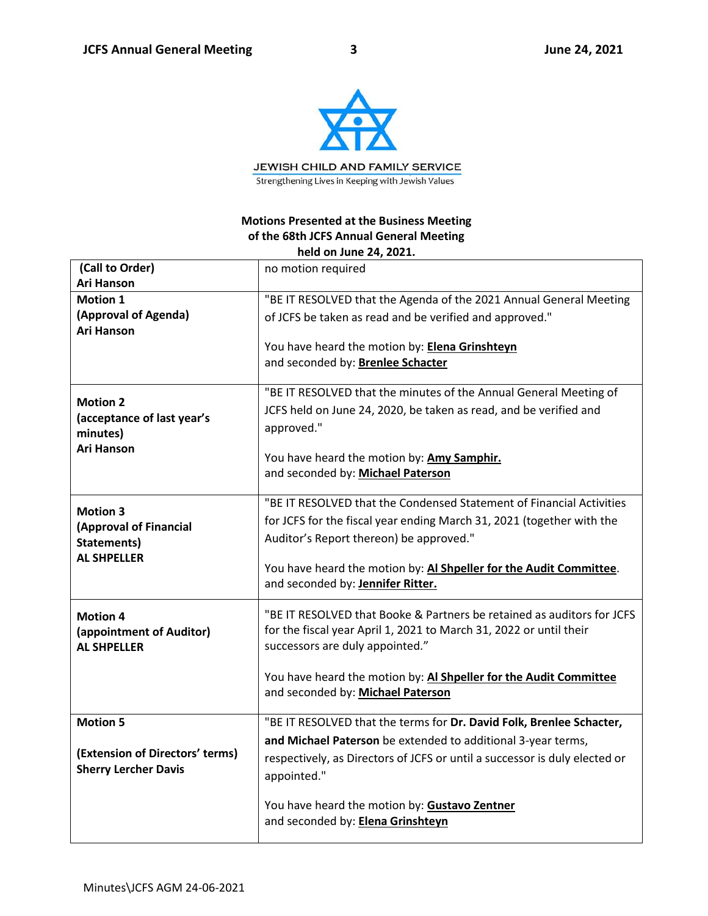JEWISH CHILD AND FAMILY SERVICE

Strengthening Lives in Keeping with Jewish Values

**Motions Presented at the Business Meeting**
**of the 68th JCFS Annual General Meeting**
**held on June 24, 2021.**

| | |
|---|---|
| **(Call to Order)**<br>**Ari Hanson** | no motion required |
| **Motion 1**<br>**(Approval of Agenda)**<br>**Ari Hanson** | "BE IT RESOLVED that the Agenda of the 2021 Annual General Meeting of JCFS be taken as read and be verified and approved."<br><br>You have heard the motion by: **Elena Grinshteyn**<br>and seconded by: **Brenlee Schacter** |
| **Motion 2**<br>**(acceptance of last year's minutes)**<br>**Ari Hanson** | "BE IT RESOLVED that the minutes of the Annual General Meeting of JCFS held on June 24, 2020, be taken as read, and be verified and approved."<br><br>You have heard the motion by: **Amy Samphir.**<br>and seconded by: **Michael Paterson** |
| **Motion 3**<br>**(Approval of Financial Statements)**<br>**AL SHPELLER** | "BE IT RESOLVED that the Condensed Statement of Financial Activities for JCFS for the fiscal year ending March 31, 2021 (together with the Auditor's Report thereon) be approved."<br><br>You have heard the motion by: **Al Shpeller for the Audit Committee**.<br>and seconded by: **Jennifer Ritter.** |
| **Motion 4**<br>**(appointment of Auditor)**<br>**AL SHPELLER** | "BE IT RESOLVED that Booke & Partners be retained as auditors for JCFS for the fiscal year April 1, 2021 to March 31, 2022 or until their successors are duly appointed."<br><br>You have heard the motion by: **Al Shpeller for the Audit Committee**<br>and seconded by: **Michael Paterson** |
| **Motion 5**<br><br>**(Extension of Directors' terms)**<br>**Sherry Lercher Davis** | "BE IT RESOLVED that the terms for **Dr. David Folk, Brenlee Schacter, and Michael Paterson** be extended to additional 3-year terms, respectively, as Directors of JCFS or until a successor is duly elected or appointed."<br><br>You have heard the motion by: **Gustavo Zentner**<br>and seconded by: **Elena Grinshteyn** |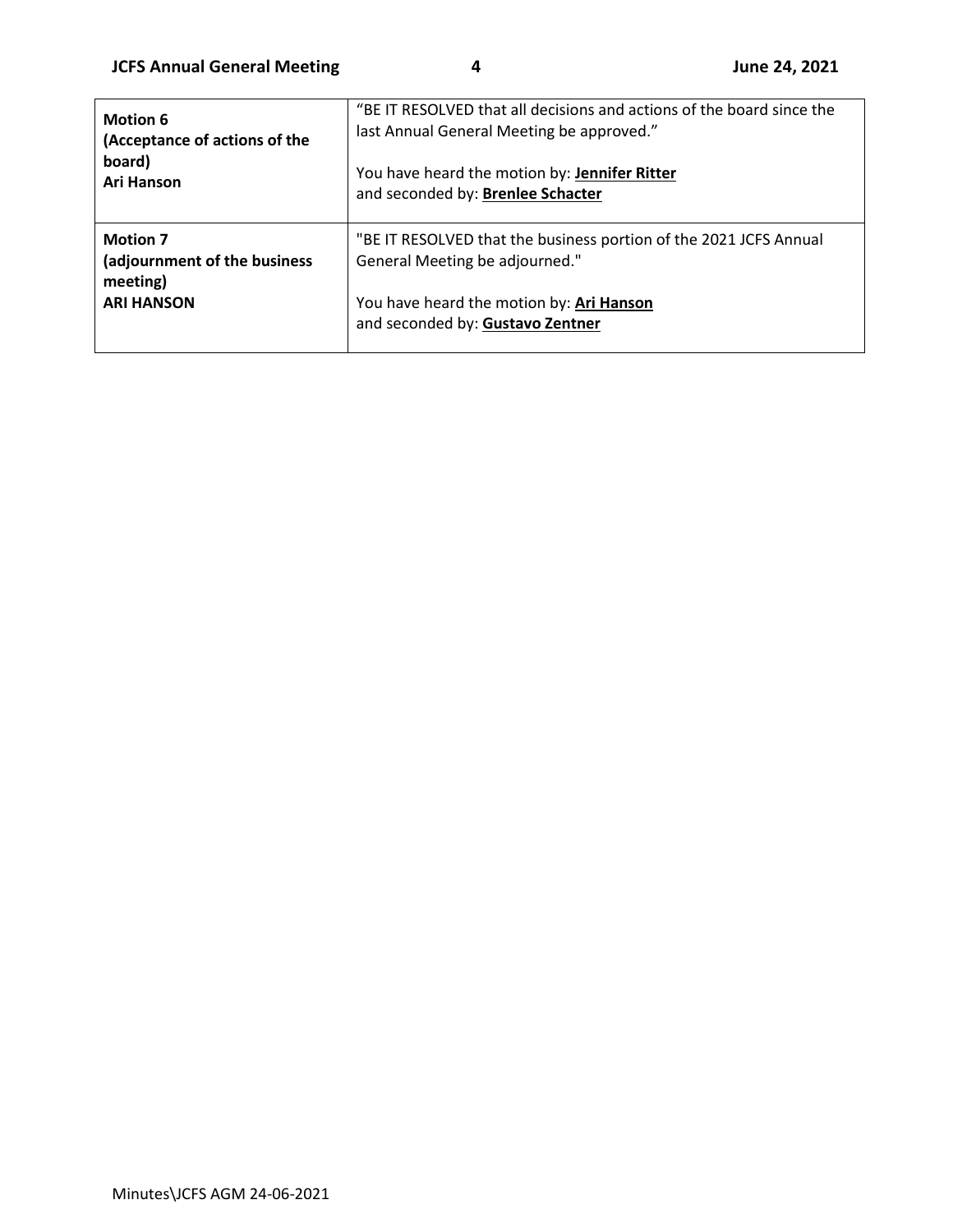| | |
|---|---|
| **Motion 6**<br>**(Acceptance of actions of the board)**<br>**Ari Hanson** | "BE IT RESOLVED that all decisions and actions of the board since the last Annual General Meeting be approved."<br><br>You have heard the motion by: **Jennifer Ritter**<br>and seconded by: **Brenlee Schacter** |
| **Motion 7**<br>**(adjournment of the business meeting)**<br>**ARI HANSON** | "BE IT RESOLVED that the business portion of the 2021 JCFS Annual General Meeting be adjourned."<br><br>You have heard the motion by: **Ari Hanson**<br>and seconded by: **Gustavo Zentner** |